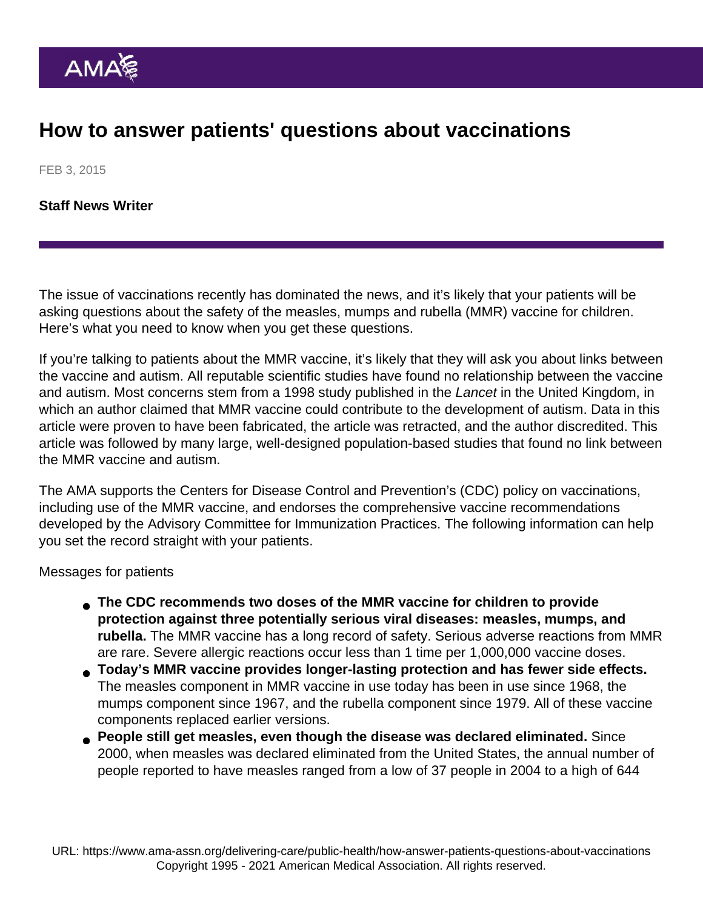# How to answer patients' questions about vaccinations

FEB 3, 2015

**Staff News Writer**

The issue of vaccinations recently has dominated the news, and it's likely that your patients will be asking questions about the safety of the measles, mumps and rubella (MMR) vaccine for children. Here's what you need to know when you get these questions.

If you're talking to patients about the MMR vaccine, it's likely that they will ask you about links between the vaccine and autism. All reputable scientific studies have found no relationship between the vaccine and autism. Most concerns stem from a 1998 study published in the *Lancet* in the United Kingdom, in which an author claimed that MMR vaccine could contribute to the development of autism. Data in this article were proven to have been fabricated, the article was retracted, and the author discredited. This article was followed by many large, well-designed population-based studies that found no link between the MMR vaccine and autism.

The AMA supports the Centers for Disease Control and Prevention's (CDC) policy on vaccinations, including use of the MMR vaccine, and endorses the comprehensive vaccine recommendations developed by the Advisory Committee for Immunization Practices. The following information can help you set the record straight with your patients.

Messages for patients

- **The CDC recommends two doses of the MMR vaccine for children to provide protection against three potentially serious viral diseases: measles, mumps, and rubella.** The MMR vaccine has a long record of safety. Serious adverse reactions from MMR are rare. Severe allergic reactions occur less than 1 time per 1,000,000 vaccine doses.
- **Today's MMR vaccine provides longer-lasting protection and has fewer side effects.** The measles component in MMR vaccine in use today has been in use since 1968, the mumps component since 1967, and the rubella component since 1979. All of these vaccine components replaced earlier versions.
- **People still get measles, even though the disease was declared eliminated.** Since 2000, when measles was declared eliminated from the United States, the annual number of people reported to have measles ranged from a low of 37 people in 2004 to a high of 644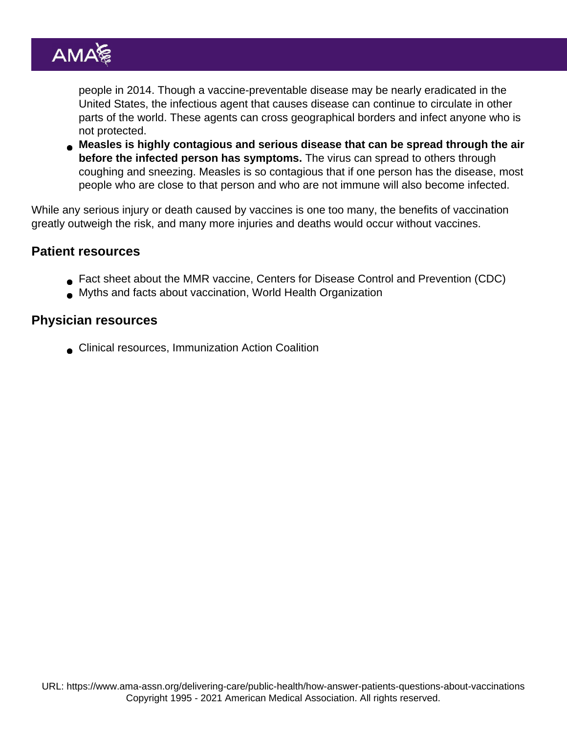people in 2014. Though a vaccine-preventable disease may be nearly eradicated in the United States, the infectious agent that causes disease can continue to circulate in other parts of the world. These agents can cross geographical borders and infect anyone who is not protected.
- **Measles is highly contagious and serious disease that can be spread through the air before the infected person has symptoms.** The virus can spread to others through coughing and sneezing. Measles is so contagious that if one person has the disease, most people who are close to that person and who are not immune will also become infected.

While any serious injury or death caused by vaccines is one too many, the benefits of vaccination greatly outweigh the risk, and many more injuries and deaths would occur without vaccines.

## Patient resources

- Fact sheet about the MMR vaccine, Centers for Disease Control and Prevention (CDC)
- Myths and facts about vaccination, World Health Organization

## Physician resources

- Clinical resources, Immunization Action Coalition